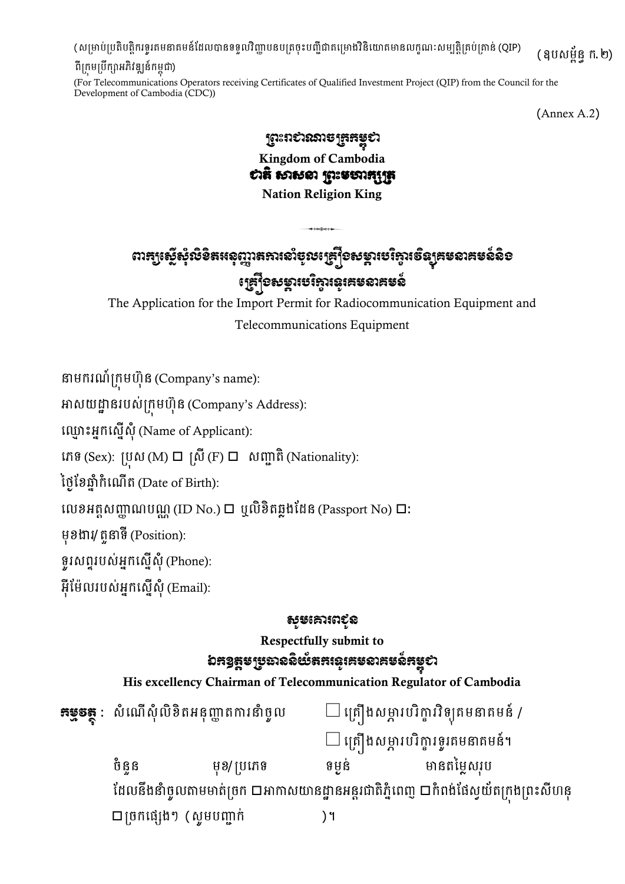(សម្រាប់ប្រតិបត្តិករទូរគមនាគមន៍ដែលបានទទួលវិញ្ញាបនបត្រចុះបញ្ជីជាគម្រោងវិនិយោគមានលក្ខណៈសម្បត្តិគ្រប់គ្រាន់ (QIP) ពីក្រុមប្រឹក្សាអភិវឌ្ឍន៍កម្ពុជា) (ឧបសម្ព័ន្ធ ក.២)

(For Telecommunications Operators receiving Certificates of Qualified Investment Project (QIP) from the Council for the Development of Cambodia (CDC))

(Annex A.2)

**ព្រះរាជាណាចក្រកម្ពុជា**

**Kingdom of Cambodia**

**ជាតិ សាសនា ព្រះមហាក្សត្រ**

**Nation Religion King**

# ពាក្យស្នើសុំលិខិតអនុញ្ញាតការនាំចូលគ្រឿងសម្ភារបរិក្ខារវិទ្យុគមនាគមន៍និង គ្រឿងសម្ភារបរិក្ខារទូរគមនាគមន៍

The Application for the Import Permit for Radiocommunication Equipment and Telecommunications Equipment

នាមករណ៍ក្រុមហ៊ុន (Company's name):

អាសយដ្ឋានរបស់ក្រុមហ៊ុន (Company's Address):

ឈ្មោះអ្នកស្នើសុំ (Name of Applicant):

ភេទ (Sex): ប្រុស (M) ☐ ស្រី (F) ☐ សញ្ជាតិ (Nationality):

ថ្ងៃខែឆ្នាំកំណើត (Date of Birth):

លេខអត្តសញ្ញាណបណ្ណ (ID No.) ☐ ឬលិខិតឆ្លងដែន (Passport No) ☐:

មុខងារ/ តួនាទី (Position):

ទូរសព្ទរបស់អ្នកស្នើសុំ (Phone):

អ៊ីម៉ែលរបស់អ្នកស្នើសុំ (Email):

**សូមគោរពជូន**

**Respectfully submit to**

**ឯកឧត្តមប្រធាននិយ័តករទូរគមនាគមន៍កម្ពុជា**

**His excellency Chairman of Telecommunication Regulator of Cambodia**

**កម្មវត្ថុ** : សំណើសុំលិខិតអនុញ្ញាតការនាំចូល ☐ គ្រឿងសម្ភារបរិក្ខារវិទ្យុគមនាគមន៍ / ☐ គ្រឿងសម្ភារបរិក្ខារទូរគមនាគមន៍។

ចំនួន មុខ/ប្រភេទ ទម្ងន់ មានតម្លៃសរុប ដែលនឹងនាំចូលតាមមាត់ច្រក ☐អាកាសយានដ្ឋានអន្តរជាតិភ្នំពេញ ☐កំពង់ផែស្វយ័តក្រុងព្រះសីហនុ ☐ច្រកផ្សេងៗ (សូមបញ្ជាក់ )។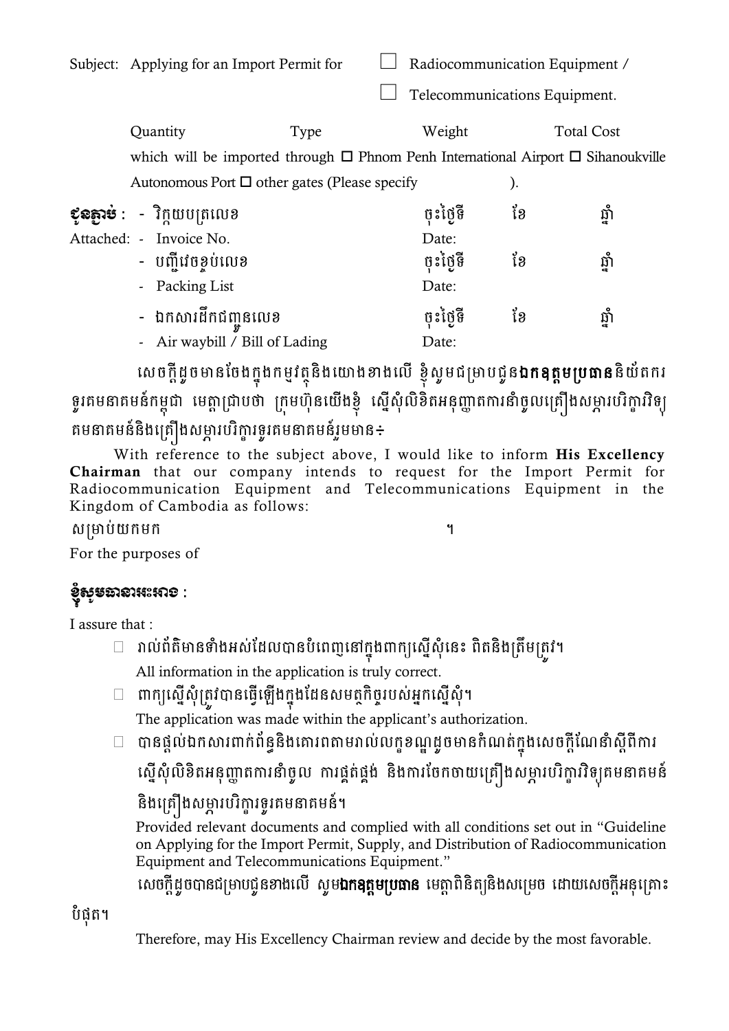Subject: Applying for an Import Permit for ☐ Radiocommunication Equipment /

☐ Telecommunications Equipment.

Quantity Type Weight Total Cost

which will be imported through ☐ Phnom Penh International Airport ☐ Sihanoukville Autonomous Port ☐ other gates (Please specify ).

**ជូនភ្ជាប់** : - វិក្កយបត្រលេខ ចុះថ្ងៃទី ខែ ឆ្នាំ

Attached: - Invoice No. Date:

- បញ្ជីវេចខ្ចប់លេខ ចុះថ្ងៃទី ខែ ឆ្នាំ
- Packing List Date:
- ឯកសារដឹកជញ្ជូនលេខ ចុះថ្ងៃទី ខែ ឆ្នាំ
- Air waybill / Bill of Lading Date:

សេចក្តីដូចមានចែងក្នុងកម្មវត្ថុនិងយោងខាងលើ ខ្ញុំសូមជម្រាបជូន**ឯកឧត្តមប្រធាន**និយ័តករទូរគមនាគមន៍កម្ពុជា មេត្តាជ្រាបថា ក្រុមហ៊ុនយើងខ្ញុំ ស្នើសុំលិខិតអនុញ្ញាតការនាំចូលគ្រឿងសម្ភារបរិក្ខារវិទ្យុគមនាគមន៍និងគ្រឿងសម្ភារបរិក្ខារទូរគមនាគមន៍រួមមាន÷

With reference to the subject above, I would like to inform **His Excellency Chairman** that our company intends to request for the Import Permit for Radiocommunication Equipment and Telecommunications Equipment in the Kingdom of Cambodia as follows:

សម្រាប់យកមក ។

For the purposes of

**ខ្ញុំសូមធានាអះអាង :**

I assure that :

- ☐ រាល់ព័ត៌មានទាំងអស់ដែលបានបំពេញនៅក្នុងពាក្យស្នើសុំនេះ ពិតនិងត្រឹមត្រូវ។
  All information in the application is truly correct.
- ☐ ពាក្យស្នើសុំត្រូវបានធ្វើឡើងក្នុងដែនសមត្ថកិច្ចរបស់អ្នកស្នើសុំ។
  The application was made within the applicant's authorization.
- ☐ បានផ្តល់ឯកសារពាក់ព័ន្ធនិងគោរពតាមរាល់លក្ខខណ្ឌដូចមានកំណត់ក្នុងសេចក្តីណែនាំស្តីពីការស្នើសុំលិខិតអនុញ្ញាតការនាំចូល ការផ្គត់ផ្គង់ និងការចែកចាយគ្រឿងសម្ភារបរិក្ខារវិទ្យុគមនាគមន៍និងគ្រឿងសម្ភារបរិក្ខារទូរគមនាគមន៍។
  Provided relevant documents and complied with all conditions set out in "Guideline on Applying for the Import Permit, Supply, and Distribution of Radiocommunication Equipment and Telecommunications Equipment."

សេចក្តីដូចបានជម្រាបជូនខាងលើ សូម**ឯកឧត្តមប្រធាន** មេត្តាពិនិត្យនិងសម្រេច ដោយសេចក្តីអនុគ្រោះបំផុត។

Therefore, may His Excellency Chairman review and decide by the most favorable.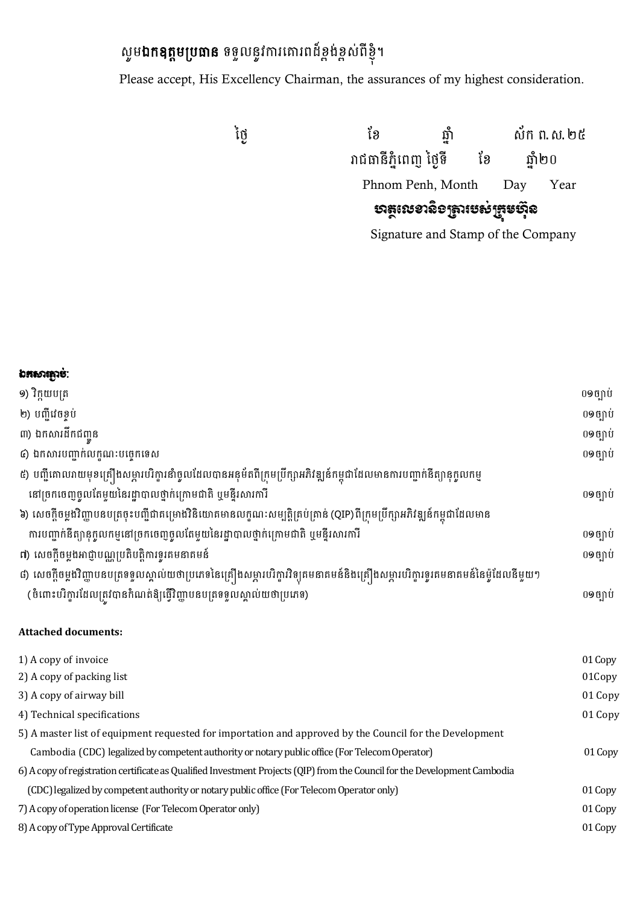សូម**ឯកឧត្តមប្រធាន** ទទួលនូវការគោរពដ៏ខ្ពង់ខ្ពស់ពីខ្ញុំ។

Please accept, His Excellency Chairman, the assurances of my highest consideration.

ថ្ងៃ ខែ ឆ្នាំ ស័ក ព.ស.២៥

រាជធានីភ្នំពេញ ថ្ងៃទី ខែ ឆ្នាំ២០

Phnom Penh, Month Day Year

**ហត្ថលេខានិងត្រារបស់ក្រុមហ៊ុន**

Signature and Stamp of the Company

**ឯកសារភ្ជាប់:**

| | |
|---|---|
| ១) វិក្កយបត្រ | ០១ច្បាប់ |
| ២) បញ្ជីវេចខ្ចប់ | ០១ច្បាប់ |
| ៣) ឯកសារដឹកជញ្ជូន | ០១ច្បាប់ |
| ៤) ឯកសារបញ្ជាក់លក្ខណៈបច្ចេកទេស | ០១ច្បាប់ |
| ៥) បញ្ជីគោលវាយមុខគ្រឿងសម្ភារបរិក្ខារនាំចូលដែលបានអនុម័តពីក្រុមប្រឹក្សាអភិវឌ្ឍន៍កម្ពុជាដែលមានការបញ្ជាក់នីត្យានុកូលកម្ម នៅច្រកចេញចូលតែមួយនៃរដ្ឋបាលថ្នាក់ក្រោមជាតិ ឬមន្ទីរសារការី | ០១ច្បាប់ |
| ៦) សេចក្តីចម្លងវិញ្ញាបនបត្រចុះបញ្ជីជាគម្រោងវិនិយោគមានលក្ខណៈសម្បត្តិគ្រប់គ្រាន់ (QIP) ពីក្រុមប្រឹក្សាអភិវឌ្ឍន៍កម្ពុជាដែលមាន ការបញ្ជាក់នីត្យានុកូលកម្មនៅច្រកចេញចូលតែមួយនៃរដ្ឋបាលថ្នាក់ក្រោមជាតិ ឬមន្ទីរសារការី | ០១ច្បាប់ |
| ៧) សេចក្តីចម្លងអាជ្ញាបណ្ណប្រតិបត្តិការទូរគមនាគមន៍ | ០១ច្បាប់ |
| ៨) សេចក្តីចម្លងវិញ្ញាបនបត្រទទួលស្គាល់យថាប្រភេទនៃគ្រឿងសម្ភារបរិក្ខារវិទ្យុគមនាគមន៍និងគ្រឿងសម្ភារបរិក្ខារទូរគមនាគមន៍នៃម៉ូដែលនីមួយៗ (ចំពោះបរិក្ខារដែលត្រូវបានកំណត់ឱ្យធ្វើវិញ្ញាបនបត្រទទួលស្គាល់យថាប្រភេទ) | ០១ច្បាប់ |

**Attached documents:**

| | |
|---|---|
| 1) A copy of invoice | 01 Copy |
| 2) A copy of packing list | 01Copy |
| 3) A copy of airway bill | 01 Copy |
| 4) Technical specifications | 01 Copy |
| 5) A master list of equipment requested for importation and approved by the Council for the Development Cambodia (CDC) legalized by competent authority or notary public office (For Telecom Operator) | 01 Copy |
| 6) A copy of registration certificate as Qualified Investment Projects (QIP) from the Council for the Development Cambodia (CDC) legalized by competent authority or notary public office (For Telecom Operator only) | 01 Copy |
| 7) A copy of operation license (For Telecom Operator only) | 01 Copy |
| 8) A copy of Type Approval Certificate | 01 Copy |